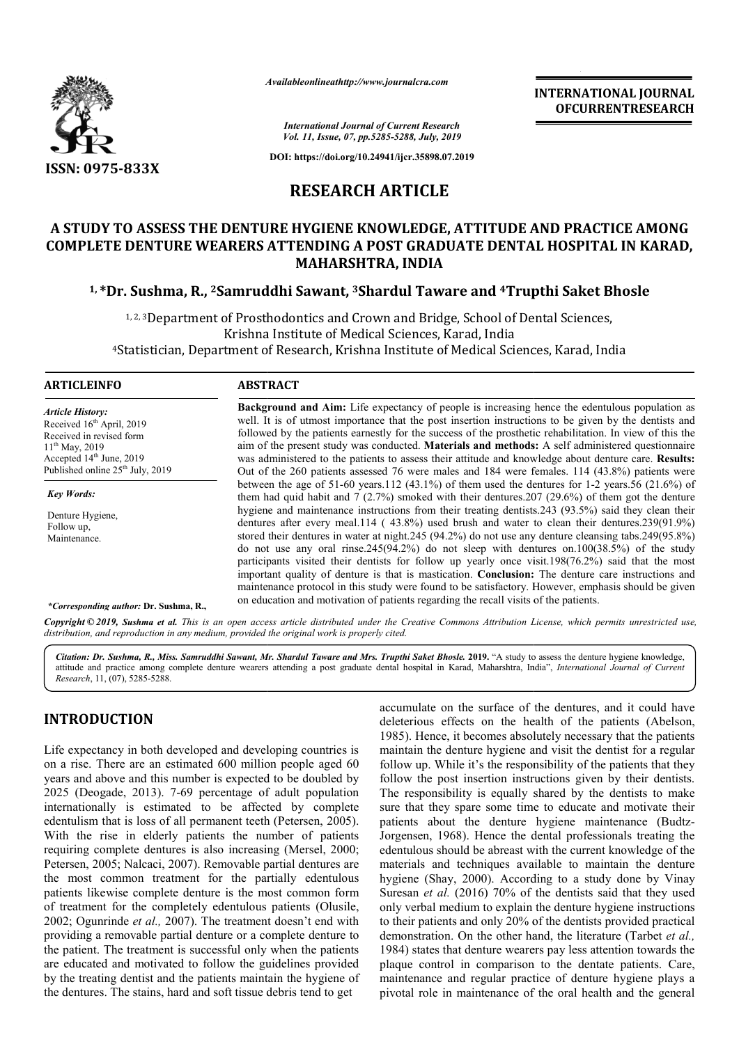# RESEARCH ARTICLE

## A STUDY TO ASSESS THE DENTURE HYGIENE KNOWLEDGE, ATTITUDE AND PRACTICE AMONG COMPLETE DENTURE WEARERS ATTENDING A POST GRADUATE DENTAL HOSPITAL IN KARAD, MAHARSHTRA, INDIA

**[1,] *Dr. Sushma, R., [2]Samruddhi Sawant, [3]Shardul Taware and [4]Trupthi Saket Bhosle**

[1, 2, 3]Department of Prosthodontics and Crown and Bridge, School of Dental Sciences, Krishna Institute of Medical Sciences, Karad, India

[4]Statistician, Department of Research, Krishna Institute of Medical Sciences, Karad, India

### ARTICLEINFO

*Article History:*
Received 16[th] April, 2019
Received in revised form 11[th] May, 2019
Accepted 14[th] June, 2019
Published online 25[th] July, 2019

*Key Words:*
Denture Hygiene,
Follow up,
Maintenance.

**\*Corresponding author:** **Dr. Sushma, R.,**

### ABSTRACT

**Background and Aim:** Life expectancy of people is increasing hence the edentulous population as well. It is of utmost importance that the post insertion instructions to be given by the dentists and followed by the patients earnestly for the success of the prosthetic rehabilitation. In view of this the aim of the present study was conducted. **Materials and methods:** A self administered questionnaire was administered to the patients to assess their attitude and knowledge about denture care. **Results:** Out of the 260 patients assessed 76 were males and 184 were females. 114 (43.8%) patients were between the age of 51-60 years.112 (43.1%) of them used the dentures for 1-2 years.56 (21.6%) of them had quid habit and 7 (2.7%) smoked with their dentures.207 (29.6%) of them got the denture hygiene and maintenance instructions from their treating dentists.243 (93.5%) said they clean their dentures after every meal.114 ( 43.8%) used brush and water to clean their dentures.239(91.9%) stored their dentures in water at night.245 (94.2%) do not use any denture cleansing tabs.249(95.8%) do not use any oral rinse.245(94.2%) do not sleep with dentures on.100(38.5%) of the study participants visited their dentists for follow up yearly once visit.198(76.2%) said that the most important quality of denture is that is mastication. **Conclusion:** The denture care instructions and maintenance protocol in this study were found to be satisfactory. However, emphasis should be given on education and motivation of patients regarding the recall visits of the patients.

***Copyright © 2019, Sushma et al.*** *This is an open access article distributed under the Creative Commons Attribution License, which permits unrestricted use, distribution, and reproduction in any medium, provided the original work is properly cited.*

***Citation: Dr. Sushma, R., Miss. Samruddhi Sawant, Mr. Shardul Taware and Mrs. Trupthi Saket Bhosle.* 2019.** "A study to assess the denture hygiene knowledge, attitude and practice among complete denture wearers attending a post graduate dental hospital in Karad, Maharshtra, India", *International Journal of Current Research*, 11, (07), 5285-5288.

## INTRODUCTION

Life expectancy in both developed and developing countries is on a rise. There are an estimated 600 million people aged 60 years and above and this number is expected to be doubled by 2025 (Deogade, 2013). 7-69 percentage of adult population internationally is estimated to be affected by complete edentulism that is loss of all permanent teeth (Petersen, 2005). With the rise in elderly patients the number of patients requiring complete dentures is also increasing (Mersel, 2000; Petersen, 2005; Nalcaci, 2007). Removable partial dentures are the most common treatment for the partially edentulous patients likewise complete denture is the most common form of treatment for the completely edentulous patients (Olusile, 2002; Ogunrinde *et al.,* 2007). The treatment doesn't end with providing a removable partial denture or a complete denture to the patient. The treatment is successful only when the patients are educated and motivated to follow the guidelines provided by the treating dentist and the patients maintain the hygiene of the dentures. The stains, hard and soft tissue debris tend to get accumulate on the surface of the dentures, and it could have deleterious effects on the health of the patients (Abelson, 1985). Hence, it becomes absolutely necessary that the patients maintain the denture hygiene and visit the dentist for a regular follow up. While it's the responsibility of the patients that they follow the post insertion instructions given by their dentists. The responsibility is equally shared by the dentists to make sure that they spare some time to educate and motivate their patients about the denture hygiene maintenance (Budtz-Jorgensen, 1968). Hence the dental professionals treating the edentulous should be abreast with the current knowledge of the materials and techniques available to maintain the denture hygiene (Shay, 2000). According to a study done by Vinay Suresan *et al.* (2016) 70% of the dentists said that they used only verbal medium to explain the denture hygiene instructions to their patients and only 20% of the dentists provided practical demonstration. On the other hand, the literature (Tarbet *et al.,* 1984) states that denture wearers pay less attention towards the plaque control in comparison to the dentate patients. Care, maintenance and regular practice of denture hygiene plays a pivotal role in maintenance of the oral health and the general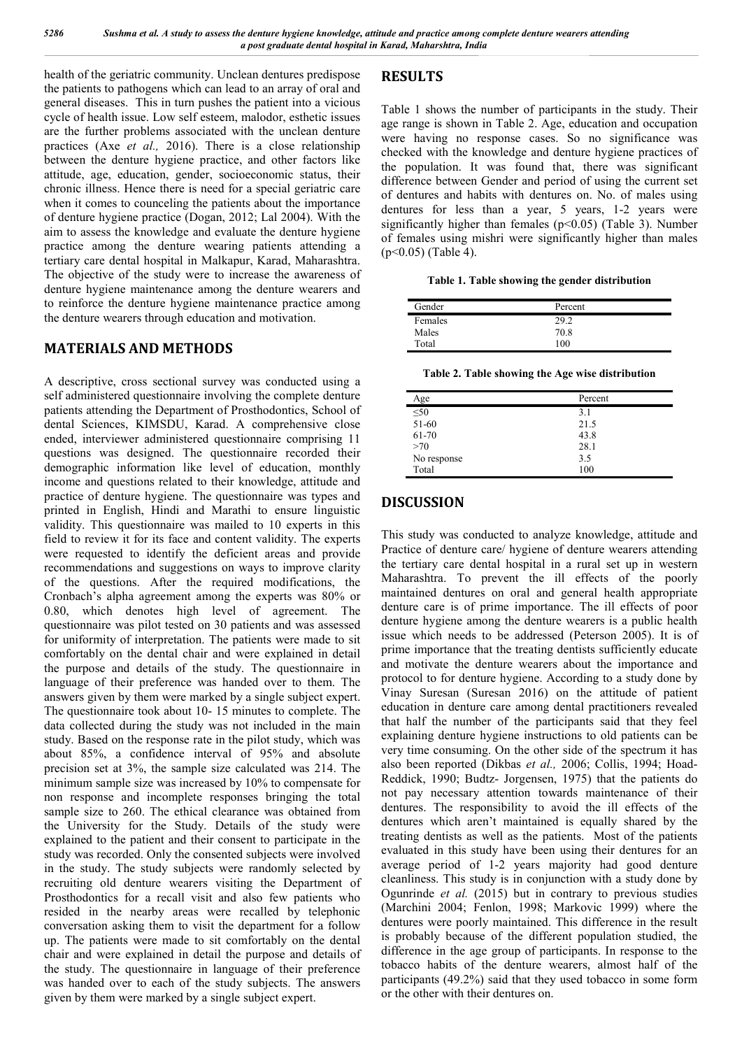health of the geriatric community. Unclean dentures predispose the patients to pathogens which can lead to an array of oral and general diseases. This in turn pushes the patient into a vicious cycle of health issue. Low self esteem, malodor, esthetic issues are the further problems associated with the unclean denture practices (Axe *et al.,* 2016). There is a close relationship between the denture hygiene practice, and other factors like attitude, age, education, gender, socioeconomic status, their chronic illness. Hence there is need for a special geriatric care when it comes to counceling the patients about the importance of denture hygiene practice (Dogan, 2012; Lal 2004). With the aim to assess the knowledge and evaluate the denture hygiene practice among the denture wearing patients attending a tertiary care dental hospital in Malkapur, Karad, Maharashtra. The objective of the study were to increase the awareness of denture hygiene maintenance among the denture wearers and to reinforce the denture hygiene maintenance practice among the denture wearers through education and motivation.

## MATERIALS AND METHODS

A descriptive, cross sectional survey was conducted using a self administered questionnaire involving the complete denture patients attending the Department of Prosthodontics, School of dental Sciences, KIMSDU, Karad. A comprehensive close ended, interviewer administered questionnaire comprising 11 questions was designed. The questionnaire recorded their demographic information like level of education, monthly income and questions related to their knowledge, attitude and practice of denture hygiene. The questionnaire was types and printed in English, Hindi and Marathi to ensure linguistic validity. This questionnaire was mailed to 10 experts in this field to review it for its face and content validity. The experts were requested to identify the deficient areas and provide recommendations and suggestions on ways to improve clarity of the questions. After the required modifications, the Cronbach's alpha agreement among the experts was 80% or 0.80, which denotes high level of agreement. The questionnaire was pilot tested on 30 patients and was assessed for uniformity of interpretation. The patients were made to sit comfortably on the dental chair and were explained in detail the purpose and details of the study. The questionnaire in language of their preference was handed over to them. The answers given by them were marked by a single subject expert. The questionnaire took about 10- 15 minutes to complete. The data collected during the study was not included in the main study. Based on the response rate in the pilot study, which was about 85%, a confidence interval of 95% and absolute precision set at 3%, the sample size calculated was 214. The minimum sample size was increased by 10% to compensate for non response and incomplete responses bringing the total sample size to 260. The ethical clearance was obtained from the University for the Study. Details of the study were explained to the patient and their consent to participate in the study was recorded. Only the consented subjects were involved in the study. The study subjects were randomly selected by recruiting old denture wearers visiting the Department of Prosthodontics for a recall visit and also few patients who resided in the nearby areas were recalled by telephonic conversation asking them to visit the department for a follow up. The patients were made to sit comfortably on the dental chair and were explained in detail the purpose and details of the study. The questionnaire in language of their preference was handed over to each of the study subjects. The answers given by them were marked by a single subject expert.

## RESULTS

Table 1 shows the number of participants in the study. Their age range is shown in Table 2. Age, education and occupation were having no response cases. So no significance was checked with the knowledge and denture hygiene practices of the population. It was found that, there was significant difference between Gender and period of using the current set of dentures and habits with dentures on. No. of males using dentures for less than a year, 5 years, 1-2 years were significantly higher than females ($p<0.05$) (Table 3). Number of females using mishri were significantly higher than males ($p<0.05$) (Table 4).

**Table 1. Table showing the gender distribution**

| Gender | Percent |
|---|---|
| Females | 29.2 |
| Males | 70.8 |
| Total | 100 |

**Table 2. Table showing the Age wise distribution**

| Age | Percent |
|---|---|
| ≤50 | 3.1 |
| 51-60 | 21.5 |
| 61-70 | 43.8 |
| >70 | 28.1 |
| No response | 3.5 |
| Total | 100 |

## DISCUSSION

This study was conducted to analyze knowledge, attitude and Practice of denture care/ hygiene of denture wearers attending the tertiary care dental hospital in a rural set up in western Maharashtra. To prevent the ill effects of the poorly maintained dentures on oral and general health appropriate denture care is of prime importance. The ill effects of poor denture hygiene among the denture wearers is a public health issue which needs to be addressed (Peterson 2005). It is of prime importance that the treating dentists sufficiently educate and motivate the denture wearers about the importance and protocol to for denture hygiene. According to a study done by Vinay Suresan (Suresan 2016) on the attitude of patient education in denture care among dental practitioners revealed that half the number of the participants said that they feel explaining denture hygiene instructions to old patients can be very time consuming. On the other side of the spectrum it has also been reported (Dikbas *et al.,* 2006; Collis, 1994; Hoad-Reddick, 1990; Budtz- Jorgensen, 1975) that the patients do not pay necessary attention towards maintenance of their dentures. The responsibility to avoid the ill effects of the dentures which aren't maintained is equally shared by the treating dentists as well as the patients. Most of the patients evaluated in this study have been using their dentures for an average period of 1-2 years majority had good denture cleanliness. This study is in conjunction with a study done by Ogunrinde *et al.* (2015) but in contrary to previous studies (Marchini 2004; Fenlon, 1998; Markovic 1999) where the dentures were poorly maintained. This difference in the result is probably because of the different population studied, the difference in the age group of participants. In response to the tobacco habits of the denture wearers, almost half of the participants (49.2%) said that they used tobacco in some form or the other with their dentures on.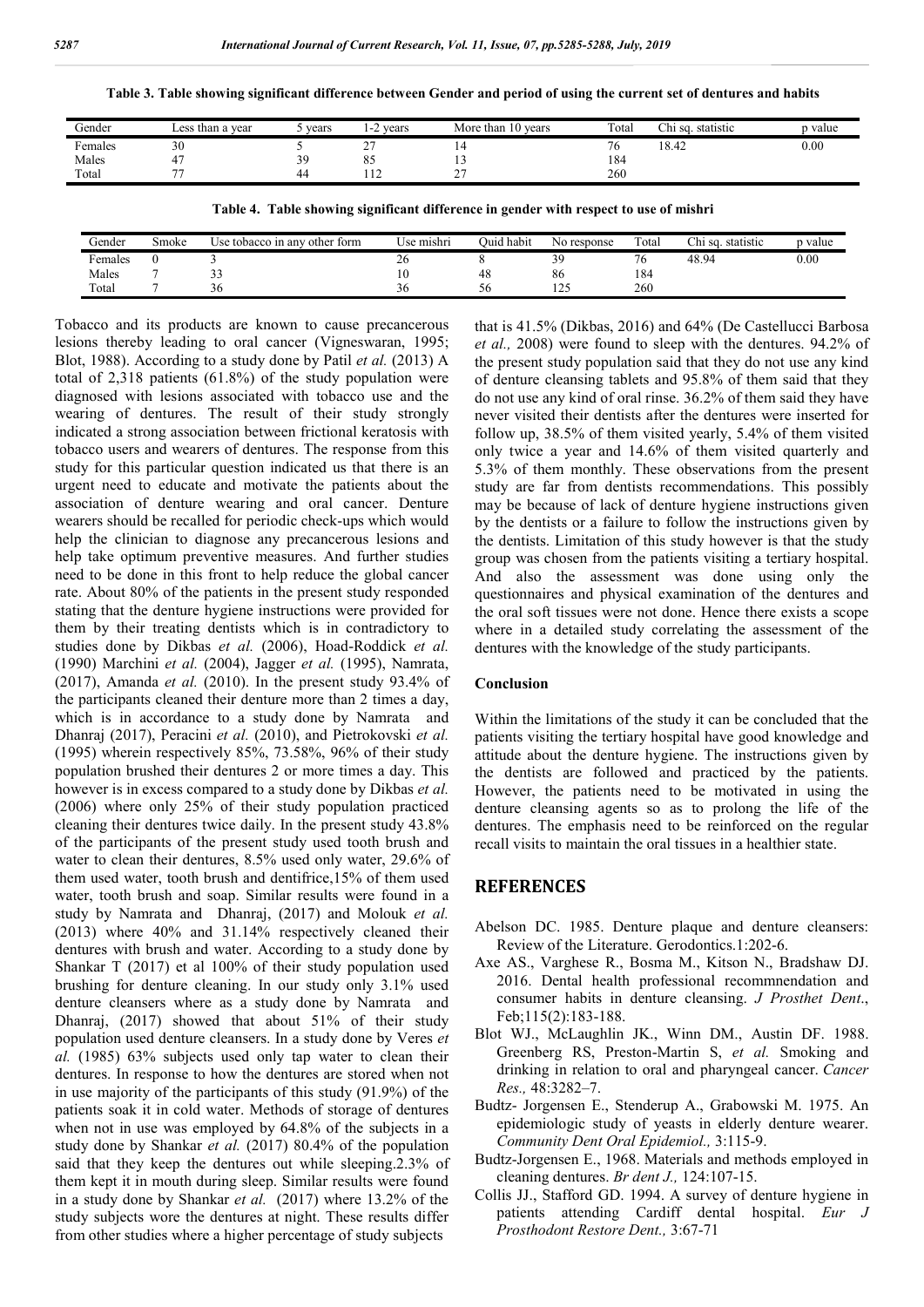**Table 3. Table showing significant difference between Gender and period of using the current set of dentures and habits**

| Gender | Less than a year | 5 years | 1-2 years | More than 10 years | Total | Chi sq. statistic | p value |
|---|---|---|---|---|---|---|---|
| Females | 30 | 5 | 27 | 14 | 76 | 18.42 | 0.00 |
| Males | 47 | 39 | 85 | 13 | 184 | | |
| Total | 77 | 44 | 112 | 27 | 260 | | |

**Table 4. Table showing significant difference in gender with respect to use of mishri**

| Gender | Smoke | Use tobacco in any other form | Use mishri | Quid habit | No response | Total | Chi sq. statistic | p value |
|---|---|---|---|---|---|---|---|---|
| Females | 0 | 3 | 26 | 8 | 39 | 76 | 48.94 | 0.00 |
| Males | 7 | 33 | 10 | 48 | 86 | 184 | | |
| Total | 7 | 36 | 36 | 56 | 125 | 260 | | |

Tobacco and its products are known to cause precancerous lesions thereby leading to oral cancer (Vigneswaran, 1995; Blot, 1988). According to a study done by Patil *et al.* (2013) A total of 2,318 patients (61.8%) of the study population were diagnosed with lesions associated with tobacco use and the wearing of dentures. The result of their study strongly indicated a strong association between frictional keratosis with tobacco users and wearers of dentures. The response from this study for this particular question indicated us that there is an urgent need to educate and motivate the patients about the association of denture wearing and oral cancer. Denture wearers should be recalled for periodic check-ups which would help the clinician to diagnose any precancerous lesions and help take optimum preventive measures. And further studies need to be done in this front to help reduce the global cancer rate. About 80% of the patients in the present study responded stating that the denture hygiene instructions were provided for them by their treating dentists which is in contradictory to studies done by Dikbas *et al.* (2006), Hoad-Roddick *et al.* (1990) Marchini *et al.* (2004), Jagger *et al.* (1995), Namrata, (2017), Amanda *et al.* (2010). In the present study 93.4% of the participants cleaned their denture more than 2 times a day, which is in accordance to a study done by Namrata and Dhanraj (2017), Peracini *et al.* (2010), and Pietrokovski *et al.* (1995) wherein respectively 85%, 73.58%, 96% of their study population brushed their dentures 2 or more times a day. This however is in excess compared to a study done by Dikbas *et al.* (2006) where only 25% of their study population practiced cleaning their dentures twice daily. In the present study 43.8% of the participants of the present study used tooth brush and water to clean their dentures, 8.5% used only water, 29.6% of them used water, tooth brush and dentifrice,15% of them used water, tooth brush and soap. Similar results were found in a study by Namrata and Dhanraj, (2017) and Molouk *et al.* (2013) where 40% and 31.14% respectively cleaned their dentures with brush and water. According to a study done by Shankar T (2017) et al 100% of their study population used brushing for denture cleaning. In our study only 3.1% used denture cleansers where as a study done by Namrata and Dhanraj, (2017) showed that about 51% of their study population used denture cleansers. In a study done by Veres *et al.* (1985) 63% subjects used only tap water to clean their dentures. In response to how the dentures are stored when not in use majority of the participants of this study (91.9%) of the patients soak it in cold water. Methods of storage of dentures when not in use was employed by 64.8% of the subjects in a study done by Shankar *et al.* (2017) 80.4% of the population said that they keep the dentures out while sleeping.2.3% of them kept it in mouth during sleep. Similar results were found in a study done by Shankar *et al.* (2017) where 13.2% of the study subjects wore the dentures at night. These results differ from other studies where a higher percentage of study subjects that is 41.5% (Dikbas, 2016) and 64% (De Castellucci Barbosa *et al.,* 2008) were found to sleep with the dentures. 94.2% of the present study population said that they do not use any kind of denture cleansing tablets and 95.8% of them said that they do not use any kind of oral rinse. 36.2% of them said they have never visited their dentists after the dentures were inserted for follow up, 38.5% of them visited yearly, 5.4% of them visited only twice a year and 14.6% of them visited quarterly and 5.3% of them monthly. These observations from the present study are far from dentists recommendations. This possibly may be because of lack of denture hygiene instructions given by the dentists or a failure to follow the instructions given by the dentists. Limitation of this study however is that the study group was chosen from the patients visiting a tertiary hospital. And also the assessment was done using only the questionnaires and physical examination of the dentures and the oral soft tissues were not done. Hence there exists a scope where in a detailed study correlating the assessment of the dentures with the knowledge of the study participants.

## Conclusion

Within the limitations of the study it can be concluded that the patients visiting the tertiary hospital have good knowledge and attitude about the denture hygiene. The instructions given by the dentists are followed and practiced by the patients. However, the patients need to be motivated in using the denture cleansing agents so as to prolong the life of the dentures. The emphasis need to be reinforced on the regular recall visits to maintain the oral tissues in a healthier state.

## REFERENCES

- Abelson DC. 1985. Denture plaque and denture cleansers: Review of the Literature. Gerodontics.1:202-6.
- Axe AS., Varghese R., Bosma M., Kitson N., Bradshaw DJ. 2016. Dental health professional recommnendation and consumer habits in denture cleansing. *J Prosthet Dent*., Feb;115(2):183-188.
- Blot WJ., McLaughlin JK., Winn DM., Austin DF. 1988. Greenberg RS, Preston-Martin S, *et al.* Smoking and drinking in relation to oral and pharyngeal cancer. *Cancer Res.,* 48:3282–7.
- Budtz- Jorgensen E., Stenderup A., Grabowski M. 1975. An epidemiologic study of yeasts in elderly denture wearer. *Community Dent Oral Epidemiol.,* 3:115-9.
- Budtz-Jorgensen E., 1968. Materials and methods employed in cleaning dentures. *Br dent J.,* 124:107-15.
- Collis JJ., Stafford GD. 1994. A survey of denture hygiene in patients attending Cardiff dental hospital. *Eur J Prosthodont Restore Dent.,* 3:67-71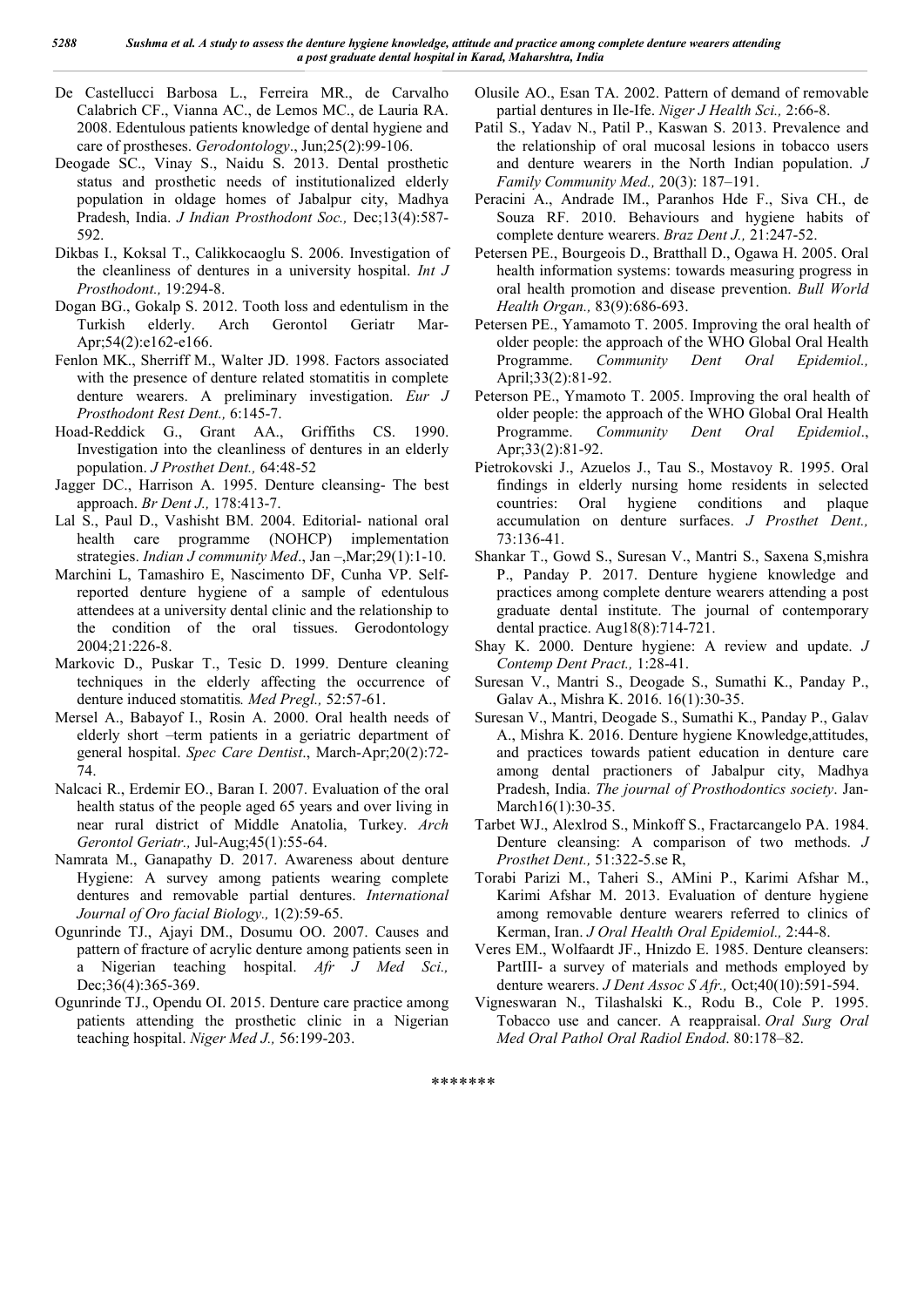De Castellucci Barbosa L., Ferreira MR., de Carvalho Calabrich CF., Vianna AC., de Lemos MC., de Lauria RA. 2008. Edentulous patients knowledge of dental hygiene and care of prostheses. *Gerodontology*., Jun;25(2):99-106.

Deogade SC., Vinay S., Naidu S. 2013. Dental prosthetic status and prosthetic needs of institutionalized elderly population in oldage homes of Jabalpur city, Madhya Pradesh, India. *J Indian Prosthodont Soc.,* Dec;13(4):587-592.

Dikbas I., Koksal T., Calikkocaoglu S. 2006. Investigation of the cleanliness of dentures in a university hospital. *Int J Prosthodont.,* 19:294-8.

Dogan BG., Gokalp S. 2012. Tooth loss and edentulism in the Turkish elderly. Arch Gerontol Geriatr Mar-Apr;54(2):e162-e166.

Fenlon MK., Sherriff M., Walter JD. 1998. Factors associated with the presence of denture related stomatitis in complete denture wearers. A preliminary investigation. *Eur J Prosthodont Rest Dent.,* 6:145-7.

Hoad-Reddick G., Grant AA., Griffiths CS. 1990. Investigation into the cleanliness of dentures in an elderly population. *J Prosthet Dent.,* 64:48-52

Jagger DC., Harrison A. 1995. Denture cleansing- The best approach. *Br Dent J.,* 178:413-7.

Lal S., Paul D., Vashisht BM. 2004. Editorial- national oral health care programme (NOHCP) implementation strategies. *Indian J community Med*., Jan –,Mar;29(1):1-10.

Marchini L, Tamashiro E, Nascimento DF, Cunha VP. Self-reported denture hygiene of a sample of edentulous attendees at a university dental clinic and the relationship to the condition of the oral tissues. Gerodontology 2004;21:226-8.

Markovic D., Puskar T., Tesic D. 1999. Denture cleaning techniques in the elderly affecting the occurrence of denture induced stomatitis*. Med Pregl.,* 52:57-61.

Mersel A., Babayof I., Rosin A. 2000. Oral health needs of elderly short –term patients in a geriatric department of general hospital. *Spec Care Dentist*., March-Apr;20(2):72-74.

Nalcaci R., Erdemir EO., Baran I. 2007. Evaluation of the oral health status of the people aged 65 years and over living in near rural district of Middle Anatolia, Turkey. *Arch Gerontol Geriatr.,* Jul-Aug;45(1):55-64.

Namrata M., Ganapathy D. 2017. Awareness about denture Hygiene: A survey among patients wearing complete dentures and removable partial dentures. *International Journal of Oro facial Biology.,* 1(2):59-65.

Ogunrinde TJ., Ajayi DM., Dosumu OO. 2007. Causes and pattern of fracture of acrylic denture among patients seen in a Nigerian teaching hospital. *Afr J Med Sci.,* Dec;36(4):365-369.

Ogunrinde TJ., Opendu OI. 2015. Denture care practice among patients attending the prosthetic clinic in a Nigerian teaching hospital. *Niger Med J.,* 56:199-203.

Olusile AO., Esan TA. 2002. Pattern of demand of removable partial dentures in Ile-Ife. *Niger J Health Sci.,* 2:66-8.

Patil S., Yadav N., Patil P., Kaswan S. 2013. Prevalence and the relationship of oral mucosal lesions in tobacco users and denture wearers in the North Indian population. *J Family Community Med.,* 20(3): 187–191.

Peracini A., Andrade IM., Paranhos Hde F., Siva CH., de Souza RF. 2010. Behaviours and hygiene habits of complete denture wearers. *Braz Dent J.,* 21:247-52.

Petersen PE., Bourgeois D., Bratthall D., Ogawa H. 2005. Oral health information systems: towards measuring progress in oral health promotion and disease prevention. *Bull World Health Organ.,* 83(9):686-693.

Petersen PE., Yamamoto T. 2005. Improving the oral health of older people: the approach of the WHO Global Oral Health Programme. *Community Dent Oral Epidemiol.,* April;33(2):81-92.

Peterson PE., Ymamoto T. 2005. Improving the oral health of older people: the approach of the WHO Global Oral Health Programme. *Community Dent Oral Epidemiol*., Apr;33(2):81-92.

Pietrokovski J., Azuelos J., Tau S., Mostavoy R. 1995. Oral findings in elderly nursing home residents in selected countries: Oral hygiene conditions and plaque accumulation on denture surfaces. *J Prosthet Dent.,* 73:136-41.

Shankar T., Gowd S., Suresan V., Mantri S., Saxena S,mishra P., Panday P. 2017. Denture hygiene knowledge and practices among complete denture wearers attending a post graduate dental institute. The journal of contemporary dental practice. Aug18(8):714-721.

Shay K. 2000. Denture hygiene: A review and update. *J Contemp Dent Pract.,* 1:28-41.

Suresan V., Mantri S., Deogade S., Sumathi K., Panday P., Galav A., Mishra K. 2016. 16(1):30-35.

Suresan V., Mantri, Deogade S., Sumathi K., Panday P., Galav A., Mishra K. 2016. Denture hygiene Knowledge,attitudes, and practices towards patient education in denture care among dental practioners of Jabalpur city, Madhya Pradesh, India. *The journal of Prosthodontics society*. Jan-March16(1):30-35.

Tarbet WJ., Alexlrod S., Minkoff S., Fractarcangelo PA. 1984. Denture cleansing: A comparison of two methods. *J Prosthet Dent.,* 51:322-5.se R,

Torabi Parizi M., Taheri S., AMini P., Karimi Afshar M., Karimi Afshar M. 2013. Evaluation of denture hygiene among removable denture wearers referred to clinics of Kerman, Iran. *J Oral Health Oral Epidemiol.,* 2:44-8.

Veres EM., Wolfaardt JF., Hnizdo E. 1985. Denture cleansers: PartIII- a survey of materials and methods employed by denture wearers. *J Dent Assoc S Afr.,* Oct;40(10):591-594.

Vigneswaran N., Tilashalski K., Rodu B., Cole P. 1995. Tobacco use and cancer. A reappraisal. *Oral Surg Oral Med Oral Pathol Oral Radiol Endod*. 80:178–82.

\*\*\*\*\*\*\*